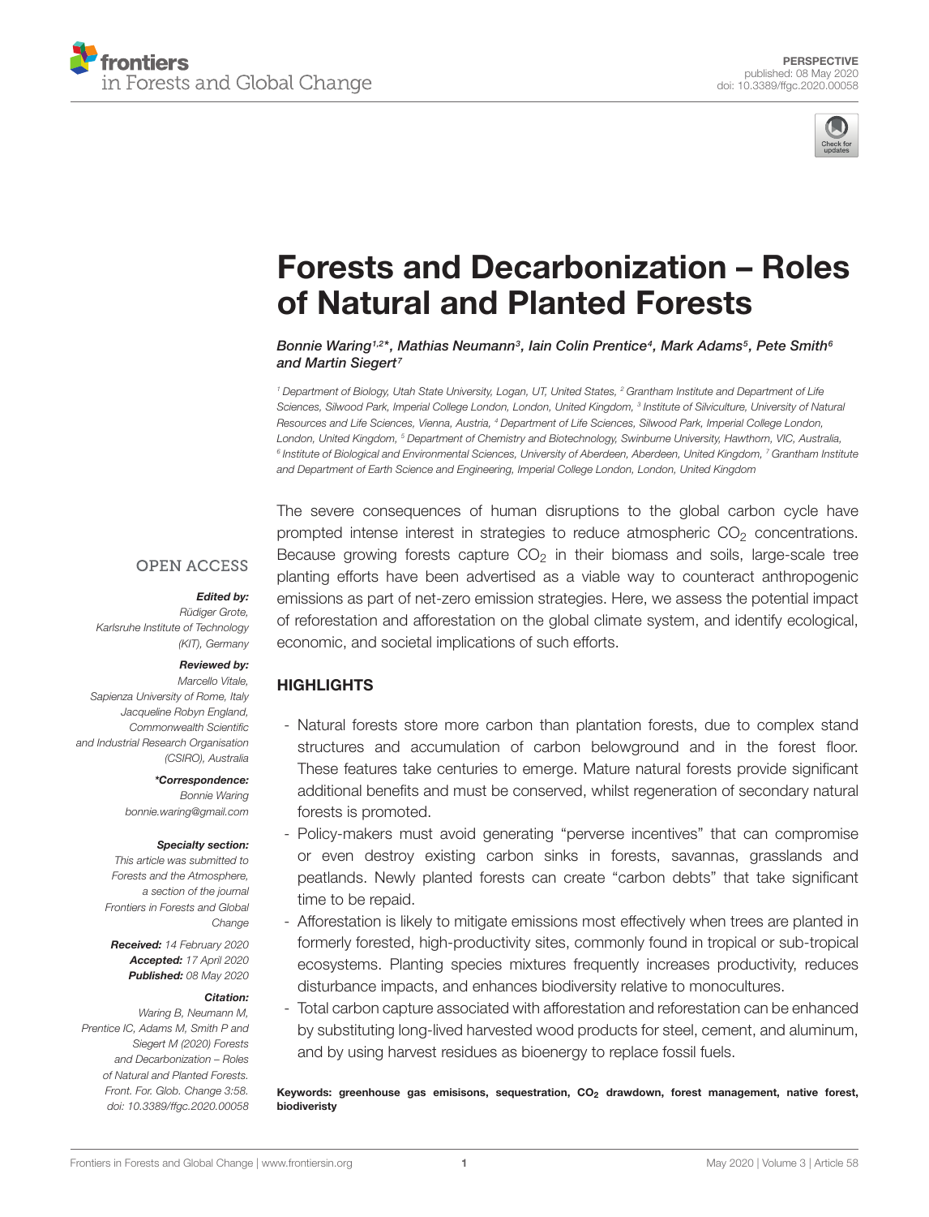PERSPECTIVE
published: 08 May 2020
doi: 10.3389/ffgc.2020.00058

# Forests and Decarbonization – Roles of Natural and Planted Forests

*Bonnie Waring[1,2]\*, Mathias Neumann[3], Iain Colin Prentice[4], Mark Adams[5], Pete Smith[6] and Martin Siegert[7]*

[1] Department of Biology, Utah State University, Logan, UT, United States, [2] Grantham Institute and Department of Life Sciences, Silwood Park, Imperial College London, London, United Kingdom, [3] Institute of Silviculture, University of Natural Resources and Life Sciences, Vienna, Austria, [4] Department of Life Sciences, Silwood Park, Imperial College London, London, United Kingdom, [5] Department of Chemistry and Biotechnology, Swinburne University, Hawthorn, VIC, Australia, [6] Institute of Biological and Environmental Sciences, University of Aberdeen, Aberdeen, United Kingdom, [7] Grantham Institute and Department of Earth Science and Engineering, Imperial College London, London, United Kingdom

OPEN ACCESS

***Edited by:***
Rüdiger Grote,
Karlsruhe Institute of Technology (KIT), Germany

***Reviewed by:***
Marcello Vitale,
Sapienza University of Rome, Italy
Jacqueline Robyn England,
Commonwealth Scientific and Industrial Research Organisation (CSIRO), Australia

***\*Correspondence:***
Bonnie Waring
bonnie.waring@gmail.com

***Specialty section:***
This article was submitted to Forests and the Atmosphere, a section of the journal Frontiers in Forests and Global Change

***Received:*** 14 February 2020
***Accepted:*** 17 April 2020
***Published:*** 08 May 2020

***Citation:***
Waring B, Neumann M, Prentice IC, Adams M, Smith P and Siegert M (2020) Forests and Decarbonization – Roles of Natural and Planted Forests. Front. For. Glob. Change 3:58. doi: 10.3389/ffgc.2020.00058

The severe consequences of human disruptions to the global carbon cycle have prompted intense interest in strategies to reduce atmospheric $CO_2$ concentrations. Because growing forests capture $CO_2$ in their biomass and soils, large-scale tree planting efforts have been advertised as a viable way to counteract anthropogenic emissions as part of net-zero emission strategies. Here, we assess the potential impact of reforestation and afforestation on the global climate system, and identify ecological, economic, and societal implications of such efforts.

## HIGHLIGHTS

- Natural forests store more carbon than plantation forests, due to complex stand structures and accumulation of carbon belowground and in the forest floor. These features take centuries to emerge. Mature natural forests provide significant additional benefits and must be conserved, whilst regeneration of secondary natural forests is promoted.
- Policy-makers must avoid generating "perverse incentives" that can compromise or even destroy existing carbon sinks in forests, savannas, grasslands and peatlands. Newly planted forests can create "carbon debts" that take significant time to be repaid.
- Afforestation is likely to mitigate emissions most effectively when trees are planted in formerly forested, high-productivity sites, commonly found in tropical or sub-tropical ecosystems. Planting species mixtures frequently increases productivity, reduces disturbance impacts, and enhances biodiversity relative to monocultures.
- Total carbon capture associated with afforestation and reforestation can be enhanced by substituting long-lived harvested wood products for steel, cement, and aluminum, and by using harvest residues as bioenergy to replace fossil fuels.

**Keywords: greenhouse gas emisisons, sequestration, $CO_2$ drawdown, forest management, native forest, biodiveristy**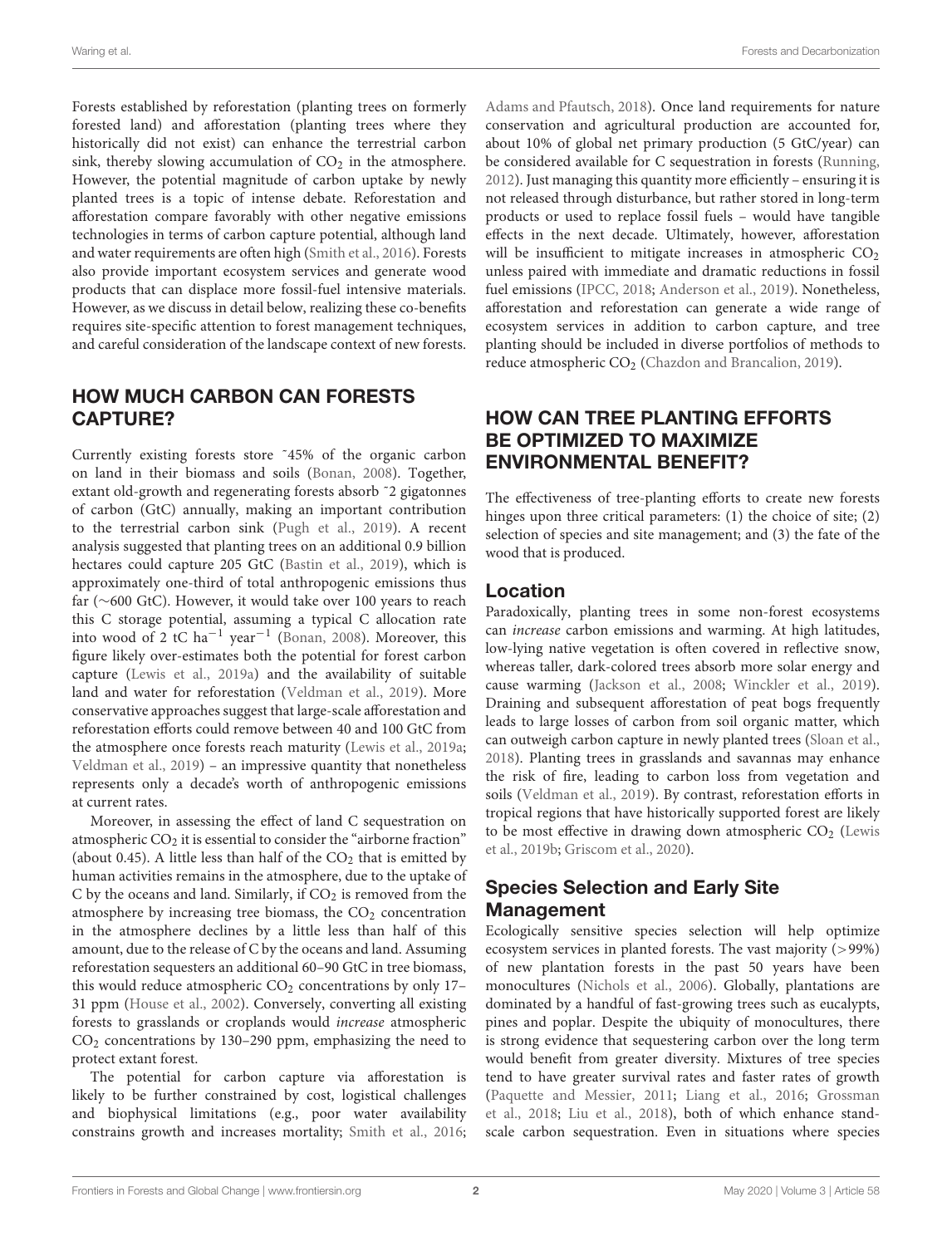Forests established by reforestation (planting trees on formerly forested land) and afforestation (planting trees where they historically did not exist) can enhance the terrestrial carbon sink, thereby slowing accumulation of $CO_2$ in the atmosphere. However, the potential magnitude of carbon uptake by newly planted trees is a topic of intense debate. Reforestation and afforestation compare favorably with other negative emissions technologies in terms of carbon capture potential, although land and water requirements are often high (Smith et al., 2016). Forests also provide important ecosystem services and generate wood products that can displace more fossil-fuel intensive materials. However, as we discuss in detail below, realizing these co-benefits requires site-specific attention to forest management techniques, and careful consideration of the landscape context of new forests.

## HOW MUCH CARBON CAN FORESTS CAPTURE?

Currently existing forests store ˜45% of the organic carbon on land in their biomass and soils (Bonan, 2008). Together, extant old-growth and regenerating forests absorb ˜2 gigatonnes of carbon (GtC) annually, making an important contribution to the terrestrial carbon sink (Pugh et al., 2019). A recent analysis suggested that planting trees on an additional 0.9 billion hectares could capture 205 GtC (Bastin et al., 2019), which is approximately one-third of total anthropogenic emissions thus far (∼600 GtC). However, it would take over 100 years to reach this C storage potential, assuming a typical C allocation rate into wood of 2 tC $ha^{-1}$ $year^{-1}$ (Bonan, 2008). Moreover, this figure likely over-estimates both the potential for forest carbon capture (Lewis et al., 2019a) and the availability of suitable land and water for reforestation (Veldman et al., 2019). More conservative approaches suggest that large-scale afforestation and reforestation efforts could remove between 40 and 100 GtC from the atmosphere once forests reach maturity (Lewis et al., 2019a; Veldman et al., 2019) – an impressive quantity that nonetheless represents only a decade's worth of anthropogenic emissions at current rates.

Moreover, in assessing the effect of land C sequestration on atmospheric $CO_2$ it is essential to consider the "airborne fraction" (about 0.45). A little less than half of the $CO_2$ that is emitted by human activities remains in the atmosphere, due to the uptake of C by the oceans and land. Similarly, if $CO_2$ is removed from the atmosphere by increasing tree biomass, the $CO_2$ concentration in the atmosphere declines by a little less than half of this amount, due to the release of C by the oceans and land. Assuming reforestation sequesters an additional 60–90 GtC in tree biomass, this would reduce atmospheric $CO_2$ concentrations by only 17–31 ppm (House et al., 2002). Conversely, converting all existing forests to grasslands or croplands would *increase* atmospheric $CO_2$ concentrations by 130–290 ppm, emphasizing the need to protect extant forest.

The potential for carbon capture via afforestation is likely to be further constrained by cost, logistical challenges and biophysical limitations (e.g., poor water availability constrains growth and increases mortality; Smith et al., 2016; Adams and Pfautsch, 2018). Once land requirements for nature conservation and agricultural production are accounted for, about 10% of global net primary production (5 GtC/year) can be considered available for C sequestration in forests (Running, 2012). Just managing this quantity more efficiently – ensuring it is not released through disturbance, but rather stored in long-term products or used to replace fossil fuels – would have tangible effects in the next decade. Ultimately, however, afforestation will be insufficient to mitigate increases in atmospheric $CO_2$ unless paired with immediate and dramatic reductions in fossil fuel emissions (IPCC, 2018; Anderson et al., 2019). Nonetheless, afforestation and reforestation can generate a wide range of ecosystem services in addition to carbon capture, and tree planting should be included in diverse portfolios of methods to reduce atmospheric $CO_2$ (Chazdon and Brancalion, 2019).

## HOW CAN TREE PLANTING EFFORTS BE OPTIMIZED TO MAXIMIZE ENVIRONMENTAL BENEFIT?

The effectiveness of tree-planting efforts to create new forests hinges upon three critical parameters: (1) the choice of site; (2) selection of species and site management; and (3) the fate of the wood that is produced.

### Location

Paradoxically, planting trees in some non-forest ecosystems can *increase* carbon emissions and warming. At high latitudes, low-lying native vegetation is often covered in reflective snow, whereas taller, dark-colored trees absorb more solar energy and cause warming (Jackson et al., 2008; Winckler et al., 2019). Draining and subsequent afforestation of peat bogs frequently leads to large losses of carbon from soil organic matter, which can outweigh carbon capture in newly planted trees (Sloan et al., 2018). Planting trees in grasslands and savannas may enhance the risk of fire, leading to carbon loss from vegetation and soils (Veldman et al., 2019). By contrast, reforestation efforts in tropical regions that have historically supported forest are likely to be most effective in drawing down atmospheric $CO_2$ (Lewis et al., 2019b; Griscom et al., 2020).

### Species Selection and Early Site Management

Ecologically sensitive species selection will help optimize ecosystem services in planted forests. The vast majority (>99%) of new plantation forests in the past 50 years have been monocultures (Nichols et al., 2006). Globally, plantations are dominated by a handful of fast-growing trees such as eucalypts, pines and poplar. Despite the ubiquity of monocultures, there is strong evidence that sequestering carbon over the long term would benefit from greater diversity. Mixtures of tree species tend to have greater survival rates and faster rates of growth (Paquette and Messier, 2011; Liang et al., 2016; Grossman et al., 2018; Liu et al., 2018), both of which enhance stand-scale carbon sequestration. Even in situations where species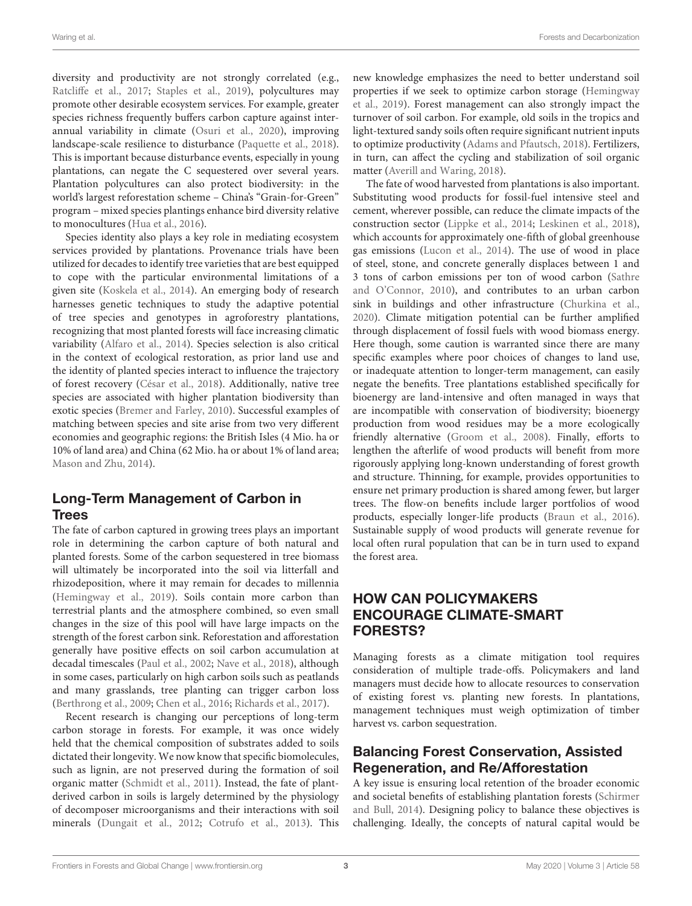diversity and productivity are not strongly correlated (e.g., Ratcliffe et al., 2017; Staples et al., 2019), polycultures may promote other desirable ecosystem services. For example, greater species richness frequently buffers carbon capture against inter-annual variability in climate (Osuri et al., 2020), improving landscape-scale resilience to disturbance (Paquette et al., 2018). This is important because disturbance events, especially in young plantations, can negate the C sequestered over several years. Plantation polycultures can also protect biodiversity: in the world's largest reforestation scheme – China's "Grain-for-Green" program – mixed species plantings enhance bird diversity relative to monocultures (Hua et al., 2016).

Species identity also plays a key role in mediating ecosystem services provided by plantations. Provenance trials have been utilized for decades to identify tree varieties that are best equipped to cope with the particular environmental limitations of a given site (Koskela et al., 2014). An emerging body of research harnesses genetic techniques to study the adaptive potential of tree species and genotypes in agroforestry plantations, recognizing that most planted forests will face increasing climatic variability (Alfaro et al., 2014). Species selection is also critical in the context of ecological restoration, as prior land use and the identity of planted species interact to influence the trajectory of forest recovery (César et al., 2018). Additionally, native tree species are associated with higher plantation biodiversity than exotic species (Bremer and Farley, 2010). Successful examples of matching between species and site arise from two very different economies and geographic regions: the British Isles (4 Mio. ha or 10% of land area) and China (62 Mio. ha or about 1% of land area; Mason and Zhu, 2014).

## Long-Term Management of Carbon in Trees

The fate of carbon captured in growing trees plays an important role in determining the carbon capture of both natural and planted forests. Some of the carbon sequestered in tree biomass will ultimately be incorporated into the soil via litterfall and rhizodeposition, where it may remain for decades to millennia (Hemingway et al., 2019). Soils contain more carbon than terrestrial plants and the atmosphere combined, so even small changes in the size of this pool will have large impacts on the strength of the forest carbon sink. Reforestation and afforestation generally have positive effects on soil carbon accumulation at decadal timescales (Paul et al., 2002; Nave et al., 2018), although in some cases, particularly on high carbon soils such as peatlands and many grasslands, tree planting can trigger carbon loss (Berthrong et al., 2009; Chen et al., 2016; Richards et al., 2017).

Recent research is changing our perceptions of long-term carbon storage in forests. For example, it was once widely held that the chemical composition of substrates added to soils dictated their longevity. We now know that specific biomolecules, such as lignin, are not preserved during the formation of soil organic matter (Schmidt et al., 2011). Instead, the fate of plant-derived carbon in soils is largely determined by the physiology of decomposer microorganisms and their interactions with soil minerals (Dungait et al., 2012; Cotrufo et al., 2013). This new knowledge emphasizes the need to better understand soil properties if we seek to optimize carbon storage (Hemingway et al., 2019). Forest management can also strongly impact the turnover of soil carbon. For example, old soils in the tropics and light-textured sandy soils often require significant nutrient inputs to optimize productivity (Adams and Pfautsch, 2018). Fertilizers, in turn, can affect the cycling and stabilization of soil organic matter (Averill and Waring, 2018).

The fate of wood harvested from plantations is also important. Substituting wood products for fossil-fuel intensive steel and cement, wherever possible, can reduce the climate impacts of the construction sector (Lippke et al., 2014; Leskinen et al., 2018), which accounts for approximately one-fifth of global greenhouse gas emissions (Lucon et al., 2014). The use of wood in place of steel, stone, and concrete generally displaces between 1 and 3 tons of carbon emissions per ton of wood carbon (Sathre and O'Connor, 2010), and contributes to an urban carbon sink in buildings and other infrastructure (Churkina et al., 2020). Climate mitigation potential can be further amplified through displacement of fossil fuels with wood biomass energy. Here though, some caution is warranted since there are many specific examples where poor choices of changes to land use, or inadequate attention to longer-term management, can easily negate the benefits. Tree plantations established specifically for bioenergy are land-intensive and often managed in ways that are incompatible with conservation of biodiversity; bioenergy production from wood residues may be a more ecologically friendly alternative (Groom et al., 2008). Finally, efforts to lengthen the afterlife of wood products will benefit from more rigorously applying long-known understanding of forest growth and structure. Thinning, for example, provides opportunities to ensure net primary production is shared among fewer, but larger trees. The flow-on benefits include larger portfolios of wood products, especially longer-life products (Braun et al., 2016). Sustainable supply of wood products will generate revenue for local often rural population that can be in turn used to expand the forest area.

# HOW CAN POLICYMAKERS ENCOURAGE CLIMATE-SMART FORESTS?

Managing forests as a climate mitigation tool requires consideration of multiple trade-offs. Policymakers and land managers must decide how to allocate resources to conservation of existing forest vs. planting new forests. In plantations, management techniques must weigh optimization of timber harvest vs. carbon sequestration.

## Balancing Forest Conservation, Assisted Regeneration, and Re/Afforestation

A key issue is ensuring local retention of the broader economic and societal benefits of establishing plantation forests (Schirmer and Bull, 2014). Designing policy to balance these objectives is challenging. Ideally, the concepts of natural capital would be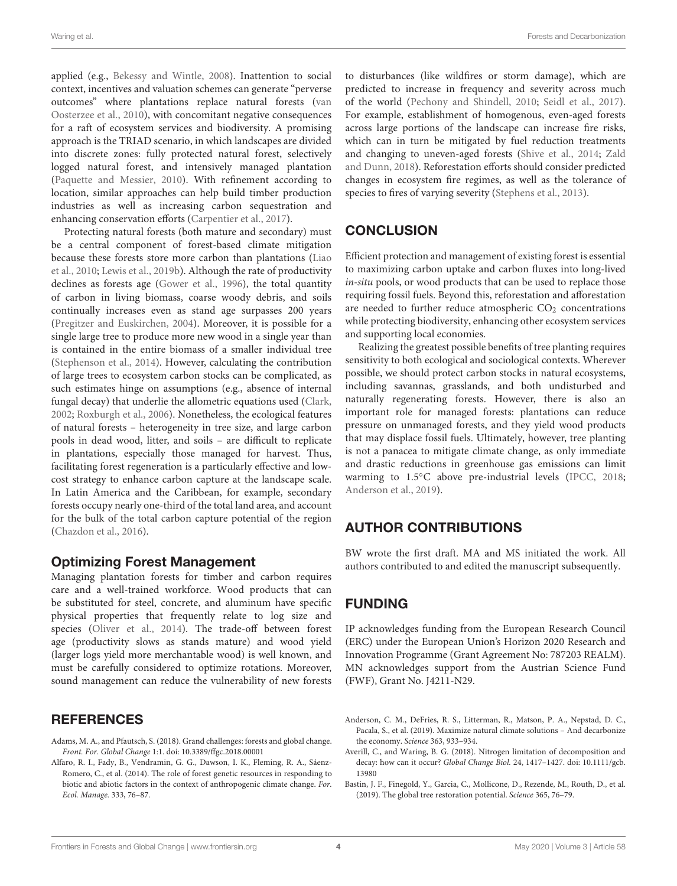applied (e.g., Bekessy and Wintle, 2008). Inattention to social context, incentives and valuation schemes can generate "perverse outcomes" where plantations replace natural forests (van Oosterzee et al., 2010), with concomitant negative consequences for a raft of ecosystem services and biodiversity. A promising approach is the TRIAD scenario, in which landscapes are divided into discrete zones: fully protected natural forest, selectively logged natural forest, and intensively managed plantation (Paquette and Messier, 2010). With refinement according to location, similar approaches can help build timber production industries as well as increasing carbon sequestration and enhancing conservation efforts (Carpentier et al., 2017).

Protecting natural forests (both mature and secondary) must be a central component of forest-based climate mitigation because these forests store more carbon than plantations (Liao et al., 2010; Lewis et al., 2019b). Although the rate of productivity declines as forests age (Gower et al., 1996), the total quantity of carbon in living biomass, coarse woody debris, and soils continually increases even as stand age surpasses 200 years (Pregitzer and Euskirchen, 2004). Moreover, it is possible for a single large tree to produce more new wood in a single year than is contained in the entire biomass of a smaller individual tree (Stephenson et al., 2014). However, calculating the contribution of large trees to ecosystem carbon stocks can be complicated, as such estimates hinge on assumptions (e.g., absence of internal fungal decay) that underlie the allometric equations used (Clark, 2002; Roxburgh et al., 2006). Nonetheless, the ecological features of natural forests – heterogeneity in tree size, and large carbon pools in dead wood, litter, and soils – are difficult to replicate in plantations, especially those managed for harvest. Thus, facilitating forest regeneration is a particularly effective and low-cost strategy to enhance carbon capture at the landscape scale. In Latin America and the Caribbean, for example, secondary forests occupy nearly one-third of the total land area, and account for the bulk of the total carbon capture potential of the region (Chazdon et al., 2016).

### Optimizing Forest Management

Managing plantation forests for timber and carbon requires care and a well-trained workforce. Wood products that can be substituted for steel, concrete, and aluminum have specific physical properties that frequently relate to log size and species (Oliver et al., 2014). The trade-off between forest age (productivity slows as stands mature) and wood yield (larger logs yield more merchantable wood) is well known, and must be carefully considered to optimize rotations. Moreover, sound management can reduce the vulnerability of new forests to disturbances (like wildfires or storm damage), which are predicted to increase in frequency and severity across much of the world (Pechony and Shindell, 2010; Seidl et al., 2017). For example, establishment of homogenous, even-aged forests across large portions of the landscape can increase fire risks, which can in turn be mitigated by fuel reduction treatments and changing to uneven-aged forests (Shive et al., 2014; Zald and Dunn, 2018). Reforestation efforts should consider predicted changes in ecosystem fire regimes, as well as the tolerance of species to fires of varying severity (Stephens et al., 2013).

## CONCLUSION

Efficient protection and management of existing forest is essential to maximizing carbon uptake and carbon fluxes into long-lived *in-situ* pools, or wood products that can be used to replace those requiring fossil fuels. Beyond this, reforestation and afforestation are needed to further reduce atmospheric $CO_2$ concentrations while protecting biodiversity, enhancing other ecosystem services and supporting local economies.

Realizing the greatest possible benefits of tree planting requires sensitivity to both ecological and sociological contexts. Wherever possible, we should protect carbon stocks in natural ecosystems, including savannas, grasslands, and both undisturbed and naturally regenerating forests. However, there is also an important role for managed forests: plantations can reduce pressure on unmanaged forests, and they yield wood products that may displace fossil fuels. Ultimately, however, tree planting is not a panacea to mitigate climate change, as only immediate and drastic reductions in greenhouse gas emissions can limit warming to 1.5°C above pre-industrial levels (IPCC, 2018; Anderson et al., 2019).

## AUTHOR CONTRIBUTIONS

BW wrote the first draft. MA and MS initiated the work. All authors contributed to and edited the manuscript subsequently.

## FUNDING

IP acknowledges funding from the European Research Council (ERC) under the European Union's Horizon 2020 Research and Innovation Programme (Grant Agreement No: 787203 REALM). MN acknowledges support from the Austrian Science Fund (FWF), Grant No. J4211-N29.

## REFERENCES

Adams, M. A., and Pfautsch, S. (2018). Grand challenges: forests and global change. *Front. For. Global Change* 1:1. doi: 10.3389/ffgc.2018.00001

Alfaro, R. I., Fady, B., Vendramin, G. G., Dawson, I. K., Fleming, R. A., Sáenz-Romero, C., et al. (2014). The role of forest genetic resources in responding to biotic and abiotic factors in the context of anthropogenic climate change. *For. Ecol. Manage.* 333, 76–87.

Anderson, C. M., DeFries, R. S., Litterman, R., Matson, P. A., Nepstad, D. C., Pacala, S., et al. (2019). Maximize natural climate solutions – And decarbonize the economy. *Science* 363, 933–934.

Averill, C., and Waring, B. G. (2018). Nitrogen limitation of decomposition and decay: how can it occur? *Global Change Biol.* 24, 1417–1427. doi: 10.1111/gcb.13980

Bastin, J. F., Finegold, Y., Garcia, C., Mollicone, D., Rezende, M., Routh, D., et al. (2019). The global tree restoration potential. *Science* 365, 76–79.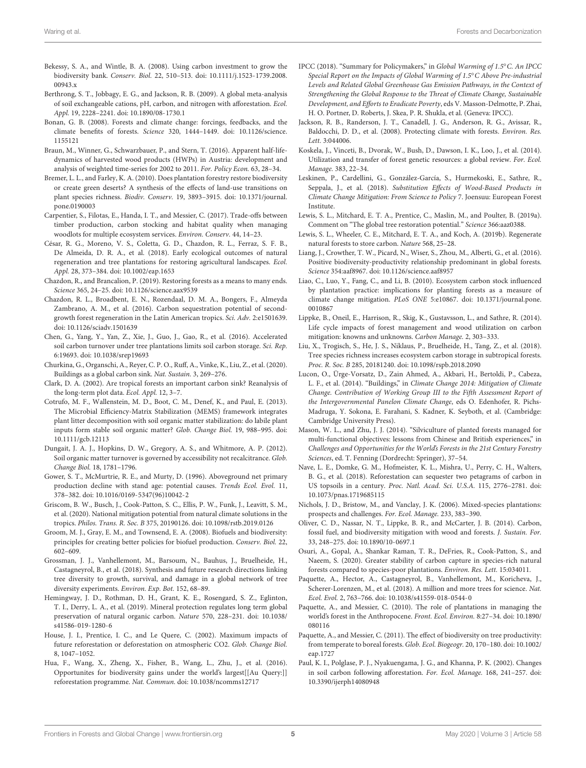Bekessy, S. A., and Wintle, B. A. (2008). Using carbon investment to grow the biodiversity bank. *Conserv. Biol.* 22, 510–513. doi: 10.1111/j.1523-1739.2008.00943.x

Berthrong, S. T., Jobbagy, E. G., and Jackson, R. B. (2009). A global meta-analysis of soil exchangeable cations, pH, carbon, and nitrogen with afforestation. *Ecol. Appl.* 19, 2228–2241. doi: 10.1890/08-1730.1

Bonan, G. B. (2008). Forests and climate change: forcings, feedbacks, and the climate benefits of forests. *Science* 320, 1444–1449. doi: 10.1126/science.1155121

Braun, M., Winner, G., Schwarzbauer, P., and Stern, T. (2016). Apparent half-life-dynamics of harvested wood products (HWPs) in Austria: development and analysis of weighted time-series for 2002 to 2011. *For. Policy Econ.* 63, 28–34.

Bremer, L. L., and Farley, K. A. (2010). Does plantation forestry restore biodiversity or create green deserts? A synthesis of the effects of land-use transitions on plant species richness. *Biodiv. Conserv.* 19, 3893–3915. doi: 10.1371/journal.pone.0190003

Carpentier, S., Filotas, E., Handa, I. T., and Messier, C. (2017). Trade-offs between timber production, carbon stocking and habitat quality when managing woodlots for multiple ecosystem services. *Environ. Conserv.* 44, 14–23.

César, R. G., Moreno, V. S., Coletta, G. D., Chazdon, R. L., Ferraz, S. F. B., De Almeida, D. R. A., et al. (2018). Early ecological outcomes of natural regeneration and tree plantations for restoring agricultural landscapes. *Ecol. Appl.* 28, 373–384. doi: 10.1002/eap.1653

Chazdon, R., and Brancalion, P. (2019). Restoring forests as a means to many ends. *Science* 365, 24–25. doi: 10.1126/science.aax9539

Chazdon, R. L., Broadbent, E. N., Rozendaal, D. M. A., Bongers, F., Almeyda Zambrano, A. M., et al. (2016). Carbon sequestration potential of second-growth forest regeneration in the Latin American tropics. *Sci. Adv.* 2:e1501639. doi: 10.1126/sciadv.1501639

Chen, G., Yang, Y., Yan, Z., Xie, J., Guo, J., Gao, R., et al. (2016). Accelerated soil carbon turnover under tree plantations limits soil carbon storage. *Sci. Rep.* 6:19693. doi: 10.1038/srep19693

Churkina, G., Organschi, A., Reyer, C. P. O., Ruff, A., Vinke, K., Liu, Z., et al. (2020). Buildings as a global carbon sink. *Nat. Sustain.* 3, 269–276.

Clark, D. A. (2002). Are tropical forests an important carbon sink? Reanalysis of the long-term plot data. *Ecol. Appl.* 12, 3–7.

Cotrufo, M. F., Wallenstein, M. D., Boot, C. M., Denef, K., and Paul, E. (2013). The Microbial Efficiency-Matrix Stabilization (MEMS) framework integrates plant litter decomposition with soil organic matter stabilization: do labile plant inputs form stable soil organic matter? *Glob. Change Biol.* 19, 988–995. doi: 10.1111/gcb.12113

Dungait, J. A. J., Hopkins, D. W., Gregory, A. S., and Whitmore, A. P. (2012). Soil organic matter turnover is governed by accessibility not recalcitrance. *Glob. Change Biol.* 18, 1781–1796.

Gower, S. T., McMurtrie, R. E., and Murty, D. (1996). Aboveground net primary production decline with stand age: potential causes. *Trends Ecol. Evol.* 11, 378–382. doi: 10.1016/0169-5347(96)10042-2

Griscom, B. W., Busch, J., Cook-Patton, S. C., Ellis, P. W., Funk, J., Leavitt, S. M., et al. (2020). National mitigation potential from natural climate solutions in the tropics. *Philos. Trans. R. Soc. B* 375, 20190126. doi: 10.1098/rstb.2019.0126

Groom, M. J., Gray, E. M., and Townsend, E. A. (2008). Biofuels and biodiversity: principles for creating better policies for biofuel production. *Conserv. Biol.* 22, 602–609.

Grossman, J. J., Vanhellemont, M., Barsoum, N., Bauhus, J., Bruelheide, H., Castagneyrol, B., et al. (2018). Synthesis and future research directions linking tree diversity to growth, survival, and damage in a global network of tree diversity experiments. *Environ. Exp. Bot.* 152, 68–89.

Hemingway, J. D., Rothman, D. H., Grant, K. E., Rosengard, S. Z., Eglinton, T. I., Derry, L. A., et al. (2019). Mineral protection regulates long term global preservation of natural organic carbon. *Nature* 570, 228–231. doi: 10.1038/s41586-019-1280-6

House, J. I., Prentice, I. C., and Le Quere, C. (2002). Maximum impacts of future reforestation or deforestation on atmospheric CO2. *Glob. Change Biol.* 8, 1047–1052.

Hua, F., Wang, X., Zheng, X., Fisher, B., Wang, L., Zhu, J., et al. (2016). Opportunites for biodiversity gains under the world's largest[[Au Query:]] reforestation programme. *Nat. Commun.* doi: 10.1038/ncomms12717

IPCC (2018). "Summary for Policymakers," in *Global Warming of 1.5°C. An IPCC Special Report on the Impacts of Global Warming of 1.5°C Above Pre-industrial Levels and Related Global Greenhouse Gas Emission Pathways, in the Context of Strengthening the Global Response to the Threat of Climate Change, Sustainable Development, and Efforts to Eradicate Poverty*, eds V. Masson-Delmotte, P. Zhai, H. O. Portner, D. Roberts, J. Skea, P. R. Shukla, et al. (Geneva: IPCC).

Jackson, R. B., Randerson, J. T., Canadell, J. G., Anderson, R. G., Avissar, R., Baldocchi, D. D., et al. (2008). Protecting climate with forests. *Environ. Res. Lett.* 3:044006.

Koskela, J., Vinceti, B., Dvorak, W., Bush, D., Dawson, I. K., Loo, J., et al. (2014). Utilization and transfer of forest genetic resources: a global review. *For. Ecol. Manage.* 383, 22–34.

Leskinen, P., Cardellini, G., González-García, S., Hurmekoski, E., Sathre, R., Seppala, J., et al. (2018). *Substitution Effects of Wood-Based Products in Climate Change Mitigation: From Science to Policy* 7. Joensuu: European Forest Institute.

Lewis, S. L., Mitchard, E. T. A., Prentice, C., Maslin, M., and Poulter, B. (2019a). Comment on "The global tree restoration potential." *Science* 366:aaz0388.

Lewis, S. L., Wheeler, C. E., Mitchard, E. T. A., and Koch, A. (2019b). Regenerate natural forests to store carbon. *Nature* 568, 25–28.

Liang, J., Crowther, T. W., Picard, N., Wiser, S., Zhou, M., Alberti, G., et al. (2016). Positive biodiversity-productivity relationship predominant in global forests. *Science* 354:aaf8967. doi: 10.1126/science.aaf8957

Liao, C., Luo, Y., Fang, C., and Li, B. (2010). Ecosystem carbon stock influenced by plantation practice: implications for planting forests as a measure of climate change mitigation. *PLoS ONE* 5:e10867. doi: 10.1371/journal.pone.0010867

Lippke, B., Oneil, E., Harrison, R., Skig, K., Gustavsson, L., and Sathre, R. (2014). Life cycle impacts of forest management and wood utilization on carbon mitigation: knowns and unknowns. *Carbon Manage.* 2, 303–333.

Liu, X., Trogisch, S., He, J. S., Niklaus, P., Bruelheide, H., Tang, Z., et al. (2018). Tree species richness increases ecosystem carbon storage in subtropical forests. *Proc. R. Soc. B* 285, 20181240. doi: 10.1098/rspb.2018.2090

Lucon, O., Ürge-Vorsatz, D., Zain Ahmed, A., Akbari, H., Bertoldi, P., Cabeza, L. F., et al. (2014). "Buildings," in *Climate Change 2014: Mitigation of Climate Change. Contribution of Working Group III to the Fifth Assessment Report of the Intergovernmental Panelon Climate Change*, eds O. Edenhofer, R. Pichs-Madruga, Y. Sokona, E. Farahani, S. Kadner, K. Seyboth, et al. (Cambridge: Cambridge University Press).

Mason, W. L., and Zhu, J. J. (2014). "Silviculture of planted forests managed for multi-functional objectives: lessons from Chinese and British experiences," in *Challenges and Opportunities for the World's Forests in the 21st Century Forestry Sciences*, ed. T. Fenning (Dordrecht: Springer), 37–54.

Nave, L. E., Domke, G. M., Hofmeister, K. L., Mishra, U., Perry, C. H., Walters, B. G., et al. (2018). Reforestation can sequester two petagrams of carbon in US topsoils in a century. *Proc. Natl. Acad. Sci. U.S.A.* 115, 2776–2781. doi: 10.1073/pnas.1719685115

Nichols, J. D., Bristow, M., and Vanclay, J. K. (2006). Mixed-species plantations: prospects and challenges. *For. Ecol. Manage.* 233, 383–390.

Oliver, C. D., Nassar, N. T., Lippke, B. R., and McCarter, J. B. (2014). Carbon, fossil fuel, and biodiversity mitigation with wood and forests. *J. Sustain. For.* 33, 248–275. doi: 10.1890/10-0697.1

Osuri, A., Gopal, A., Shankar Raman, T. R., DeFries, R., Cook-Patton, S., and Naeem, S. (2020). Greater stability of carbon capture in species-rich natural forests compared to species-poor plantations. *Environ. Res. Lett.* 15:034011.

Paquette, A., Hector, A., Castagneyrol, B., Vanhellemont, M., Koricheva, J., Scherer-Lorenzen, M., et al. (2018). A million and more trees for science. *Nat. Ecol. Evol.* 2, 763–766. doi: 10.1038/s41559-018-0544-0

Paquette, A., and Messier, C. (2010). The role of plantations in managing the world's forest in the Anthropocene. *Front. Ecol. Environ.* 8:27–34. doi: 10.1890/080116

Paquette, A., and Messier, C. (2011). The effect of biodiversity on tree productivity: from temperate to boreal forests. *Glob. Ecol. Biogeogr.* 20, 170–180. doi: 10.1002/eap.1727

Paul, K. I., Polglase, P. J., Nyakuengama, J. G., and Khanna, P. K. (2002). Changes in soil carbon following afforestation. *For. Ecol. Manage.* 168, 241–257. doi: 10.3390/ijerph14080948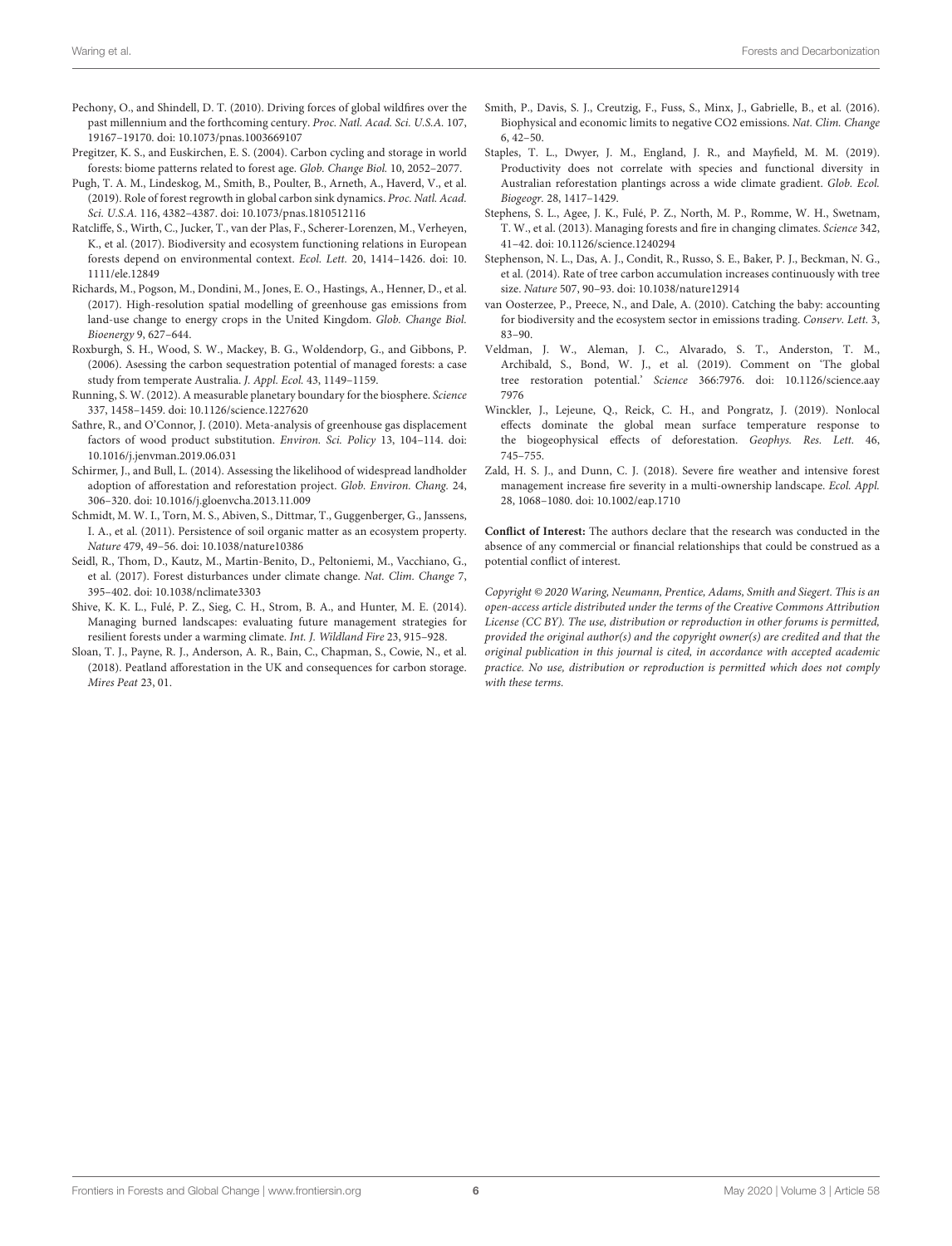Pechony, O., and Shindell, D. T. (2010). Driving forces of global wildfires over the past millennium and the forthcoming century. *Proc. Natl. Acad. Sci. U.S.A.* 107, 19167–19170. doi: 10.1073/pnas.1003669107

Pregitzer, K. S., and Euskirchen, E. S. (2004). Carbon cycling and storage in world forests: biome patterns related to forest age. *Glob. Change Biol.* 10, 2052–2077.

Pugh, T. A. M., Lindeskog, M., Smith, B., Poulter, B., Arneth, A., Haverd, V., et al. (2019). Role of forest regrowth in global carbon sink dynamics. *Proc. Natl. Acad. Sci. U.S.A.* 116, 4382–4387. doi: 10.1073/pnas.1810512116

Ratcliffe, S., Wirth, C., Jucker, T., van der Plas, F., Scherer-Lorenzen, M., Verheyen, K., et al. (2017). Biodiversity and ecosystem functioning relations in European forests depend on environmental context. *Ecol. Lett.* 20, 1414–1426. doi: 10.1111/ele.12849

Richards, M., Pogson, M., Dondini, M., Jones, E. O., Hastings, A., Henner, D., et al. (2017). High-resolution spatial modelling of greenhouse gas emissions from land-use change to energy crops in the United Kingdom. *Glob. Change Biol. Bioenergy* 9, 627–644.

Roxburgh, S. H., Wood, S. W., Mackey, B. G., Woldendorp, G., and Gibbons, P. (2006). Asessing the carbon sequestration potential of managed forests: a case study from temperate Australia. *J. Appl. Ecol.* 43, 1149–1159.

Running, S. W. (2012). A measurable planetary boundary for the biosphere. *Science* 337, 1458–1459. doi: 10.1126/science.1227620

Sathre, R., and O'Connor, J. (2010). Meta-analysis of greenhouse gas displacement factors of wood product substitution. *Environ. Sci. Policy* 13, 104–114. doi: 10.1016/j.jenvman.2019.06.031

Schirmer, J., and Bull, L. (2014). Assessing the likelihood of widespread landholder adoption of afforestation and reforestation project. *Glob. Environ. Chang.* 24, 306–320. doi: 10.1016/j.gloenvcha.2013.11.009

Schmidt, M. W. I., Torn, M. S., Abiven, S., Dittmar, T., Guggenberger, G., Janssens, I. A., et al. (2011). Persistence of soil organic matter as an ecosystem property. *Nature* 479, 49–56. doi: 10.1038/nature10386

Seidl, R., Thom, D., Kautz, M., Martin-Benito, D., Peltoniemi, M., Vacchiano, G., et al. (2017). Forest disturbances under climate change. *Nat. Clim. Change* 7, 395–402. doi: 10.1038/nclimate3303

Shive, K. K. L., Fulé, P. Z., Sieg, C. H., Strom, B. A., and Hunter, M. E. (2014). Managing burned landscapes: evaluating future management strategies for resilient forests under a warming climate. *Int. J. Wildland Fire* 23, 915–928.

Sloan, T. J., Payne, R. J., Anderson, A. R., Bain, C., Chapman, S., Cowie, N., et al. (2018). Peatland afforestation in the UK and consequences for carbon storage. *Mires Peat* 23, 01.

Smith, P., Davis, S. J., Creutzig, F., Fuss, S., Minx, J., Gabrielle, B., et al. (2016). Biophysical and economic limits to negative CO2 emissions. *Nat. Clim. Change* 6, 42–50.

Staples, T. L., Dwyer, J. M., England, J. R., and Mayfield, M. M. (2019). Productivity does not correlate with species and functional diversity in Australian reforestation plantings across a wide climate gradient. *Glob. Ecol. Biogeogr.* 28, 1417–1429.

Stephens, S. L., Agee, J. K., Fulé, P. Z., North, M. P., Romme, W. H., Swetnam, T. W., et al. (2013). Managing forests and fire in changing climates. *Science* 342, 41–42. doi: 10.1126/science.1240294

Stephenson, N. L., Das, A. J., Condit, R., Russo, S. E., Baker, P. J., Beckman, N. G., et al. (2014). Rate of tree carbon accumulation increases continuously with tree size. *Nature* 507, 90–93. doi: 10.1038/nature12914

van Oosterzee, P., Preece, N., and Dale, A. (2010). Catching the baby: accounting for biodiversity and the ecosystem sector in emissions trading. *Conserv. Lett.* 3, 83–90.

Veldman, J. W., Aleman, J. C., Alvarado, S. T., Anderston, T. M., Archibald, S., Bond, W. J., et al. (2019). Comment on 'The global tree restoration potential.' *Science* 366:7976. doi: 10.1126/science.aay7976

Winckler, J., Lejeune, Q., Reick, C. H., and Pongratz, J. (2019). Nonlocal effects dominate the global mean surface temperature response to the biogeophysical effects of deforestation. *Geophys. Res. Lett.* 46, 745–755.

Zald, H. S. J., and Dunn, C. J. (2018). Severe fire weather and intensive forest management increase fire severity in a multi-ownership landscape. *Ecol. Appl.* 28, 1068–1080. doi: 10.1002/eap.1710

**Conflict of Interest:** The authors declare that the research was conducted in the absence of any commercial or financial relationships that could be construed as a potential conflict of interest.

*Copyright © 2020 Waring, Neumann, Prentice, Adams, Smith and Siegert. This is an open-access article distributed under the terms of the Creative Commons Attribution License (CC BY). The use, distribution or reproduction in other forums is permitted, provided the original author(s) and the copyright owner(s) are credited and that the original publication in this journal is cited, in accordance with accepted academic practice. No use, distribution or reproduction is permitted which does not comply with these terms.*